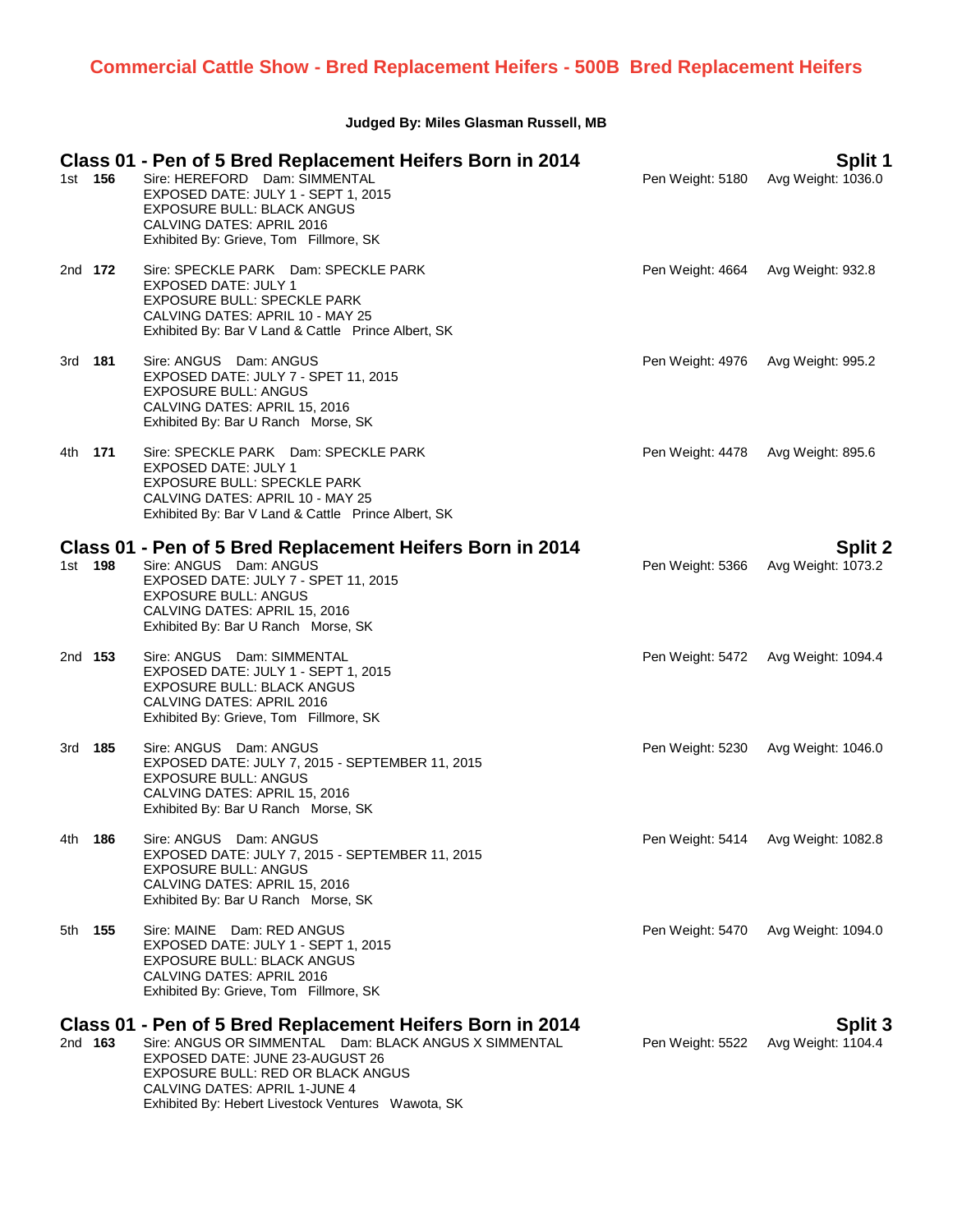# Commercial Cattle Show - Bred Replacement Heifers - 500B Bred Replacement Heifers

**Judged By: Miles Glasman Russell, MB**

## Class 01 - Pen of 5 Bred Replacement Heifers Born in 2014 — Split 1

**1st 156**
Sire: HEREFORD Dam: SIMMENTAL
EXPOSED DATE: JULY 1 - SEPT 1, 2015
EXPOSURE BULL: BLACK ANGUS
CALVING DATES: APRIL 2016
Exhibited By: Grieve, Tom Fillmore, SK
Pen Weight: 5180 Avg Weight: 1036.0

**2nd 172**
Sire: SPECKLE PARK Dam: SPECKLE PARK
EXPOSED DATE: JULY 1
EXPOSURE BULL: SPECKLE PARK
CALVING DATES: APRIL 10 - MAY 25
Exhibited By: Bar V Land & Cattle Prince Albert, SK
Pen Weight: 4664 Avg Weight: 932.8

**3rd 181**
Sire: ANGUS Dam: ANGUS
EXPOSED DATE: JULY 7 - SPET 11, 2015
EXPOSURE BULL: ANGUS
CALVING DATES: APRIL 15, 2016
Exhibited By: Bar U Ranch Morse, SK
Pen Weight: 4976 Avg Weight: 995.2

**4th 171**
Sire: SPECKLE PARK Dam: SPECKLE PARK
EXPOSED DATE: JULY 1
EXPOSURE BULL: SPECKLE PARK
CALVING DATES: APRIL 10 - MAY 25
Exhibited By: Bar V Land & Cattle Prince Albert, SK
Pen Weight: 4478 Avg Weight: 895.6

## Class 01 - Pen of 5 Bred Replacement Heifers Born in 2014 — Split 2

**1st 198**
Sire: ANGUS Dam: ANGUS
EXPOSED DATE: JULY 7 - SPET 11, 2015
EXPOSURE BULL: ANGUS
CALVING DATES: APRIL 15, 2016
Exhibited By: Bar U Ranch Morse, SK
Pen Weight: 5366 Avg Weight: 1073.2

**2nd 153**
Sire: ANGUS Dam: SIMMENTAL
EXPOSED DATE: JULY 1 - SEPT 1, 2015
EXPOSURE BULL: BLACK ANGUS
CALVING DATES: APRIL 2016
Exhibited By: Grieve, Tom Fillmore, SK
Pen Weight: 5472 Avg Weight: 1094.4

**3rd 185**
Sire: ANGUS Dam: ANGUS
EXPOSED DATE: JULY 7, 2015 - SEPTEMBER 11, 2015
EXPOSURE BULL: ANGUS
CALVING DATES: APRIL 15, 2016
Exhibited By: Bar U Ranch Morse, SK
Pen Weight: 5230 Avg Weight: 1046.0

**4th 186**
Sire: ANGUS Dam: ANGUS
EXPOSED DATE: JULY 7, 2015 - SEPTEMBER 11, 2015
EXPOSURE BULL: ANGUS
CALVING DATES: APRIL 15, 2016
Exhibited By: Bar U Ranch Morse, SK
Pen Weight: 5414 Avg Weight: 1082.8

**5th 155**
Sire: MAINE Dam: RED ANGUS
EXPOSED DATE: JULY 1 - SEPT 1, 2015
EXPOSURE BULL: BLACK ANGUS
CALVING DATES: APRIL 2016
Exhibited By: Grieve, Tom Fillmore, SK
Pen Weight: 5470 Avg Weight: 1094.0

## Class 01 - Pen of 5 Bred Replacement Heifers Born in 2014 — Split 3

**2nd 163**
Sire: ANGUS OR SIMMENTAL Dam: BLACK ANGUS X SIMMENTAL
EXPOSED DATE: JUNE 23-AUGUST 26
EXPOSURE BULL: RED OR BLACK ANGUS
CALVING DATES: APRIL 1-JUNE 4
Exhibited By: Hebert Livestock Ventures Wawota, SK
Pen Weight: 5522 Avg Weight: 1104.4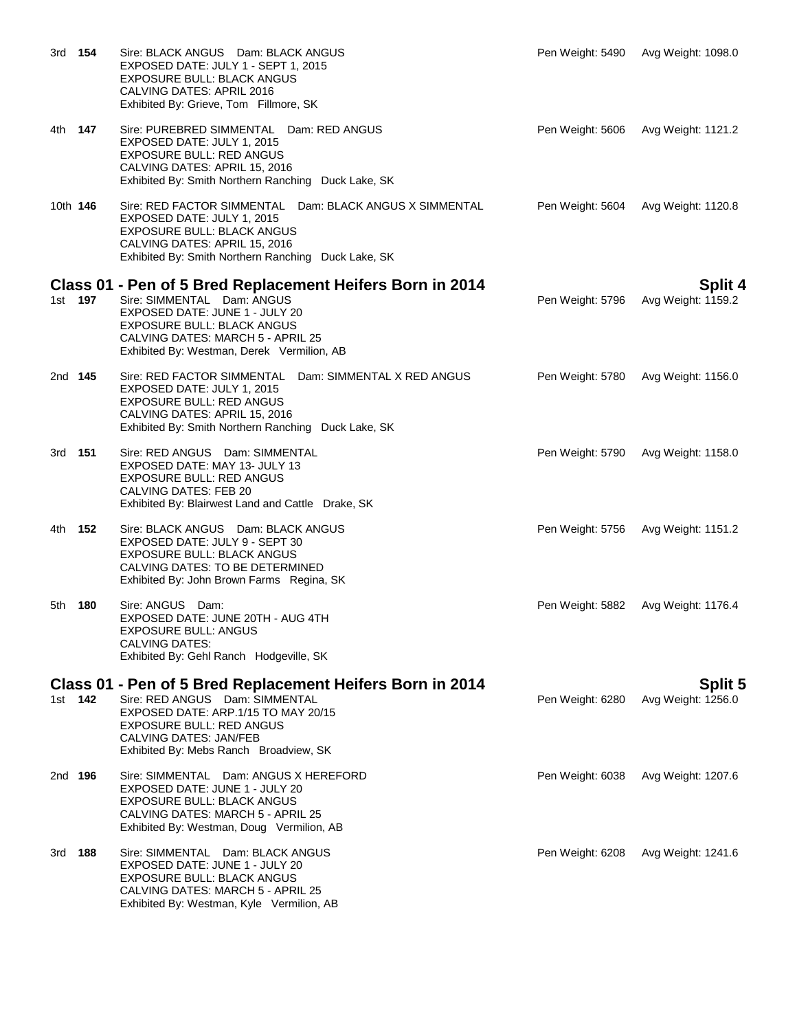3rd **154** Sire: BLACK ANGUS Dam: BLACK ANGUS
EXPOSED DATE: JULY 1 - SEPT 1, 2015
EXPOSURE BULL: BLACK ANGUS
CALVING DATES: APRIL 2016
Exhibited By: Grieve, Tom Fillmore, SK
Pen Weight: 5490 Avg Weight: 1098.0

4th **147** Sire: PUREBRED SIMMENTAL Dam: RED ANGUS
EXPOSED DATE: JULY 1, 2015
EXPOSURE BULL: RED ANGUS
CALVING DATES: APRIL 15, 2016
Exhibited By: Smith Northern Ranching Duck Lake, SK
Pen Weight: 5606 Avg Weight: 1121.2

10th **146** Sire: RED FACTOR SIMMENTAL Dam: BLACK ANGUS X SIMMENTAL
EXPOSED DATE: JULY 1, 2015
EXPOSURE BULL: BLACK ANGUS
CALVING DATES: APRIL 15, 2016
Exhibited By: Smith Northern Ranching Duck Lake, SK
Pen Weight: 5604 Avg Weight: 1120.8

## Class 01 - Pen of 5 Bred Replacement Heifers Born in 2014 — Split 4

1st **197** Sire: SIMMENTAL Dam: ANGUS
EXPOSED DATE: JUNE 1 - JULY 20
EXPOSURE BULL: BLACK ANGUS
CALVING DATES: MARCH 5 - APRIL 25
Exhibited By: Westman, Derek Vermilion, AB
Pen Weight: 5796 Avg Weight: 1159.2

2nd **145** Sire: RED FACTOR SIMMENTAL Dam: SIMMENTAL X RED ANGUS
EXPOSED DATE: JULY 1, 2015
EXPOSURE BULL: RED ANGUS
CALVING DATES: APRIL 15, 2016
Exhibited By: Smith Northern Ranching Duck Lake, SK
Pen Weight: 5780 Avg Weight: 1156.0

3rd **151** Sire: RED ANGUS Dam: SIMMENTAL
EXPOSED DATE: MAY 13- JULY 13
EXPOSURE BULL: RED ANGUS
CALVING DATES: FEB 20
Exhibited By: Blairwest Land and Cattle Drake, SK
Pen Weight: 5790 Avg Weight: 1158.0

4th **152** Sire: BLACK ANGUS Dam: BLACK ANGUS
EXPOSED DATE: JULY 9 - SEPT 30
EXPOSURE BULL: BLACK ANGUS
CALVING DATES: TO BE DETERMINED
Exhibited By: John Brown Farms Regina, SK
Pen Weight: 5756 Avg Weight: 1151.2

5th **180** Sire: ANGUS Dam:
EXPOSED DATE: JUNE 20TH - AUG 4TH
EXPOSURE BULL: ANGUS
CALVING DATES:
Exhibited By: Gehl Ranch Hodgeville, SK
Pen Weight: 5882 Avg Weight: 1176.4

## Class 01 - Pen of 5 Bred Replacement Heifers Born in 2014 — Split 5

1st **142** Sire: RED ANGUS Dam: SIMMENTAL
EXPOSED DATE: ARP.1/15 TO MAY 20/15
EXPOSURE BULL: RED ANGUS
CALVING DATES: JAN/FEB
Exhibited By: Mebs Ranch Broadview, SK
Pen Weight: 6280 Avg Weight: 1256.0

2nd **196** Sire: SIMMENTAL Dam: ANGUS X HEREFORD
EXPOSED DATE: JUNE 1 - JULY 20
EXPOSURE BULL: BLACK ANGUS
CALVING DATES: MARCH 5 - APRIL 25
Exhibited By: Westman, Doug Vermilion, AB
Pen Weight: 6038 Avg Weight: 1207.6

3rd **188** Sire: SIMMENTAL Dam: BLACK ANGUS
EXPOSED DATE: JUNE 1 - JULY 20
EXPOSURE BULL: BLACK ANGUS
CALVING DATES: MARCH 5 - APRIL 25
Exhibited By: Westman, Kyle Vermilion, AB
Pen Weight: 6208 Avg Weight: 1241.6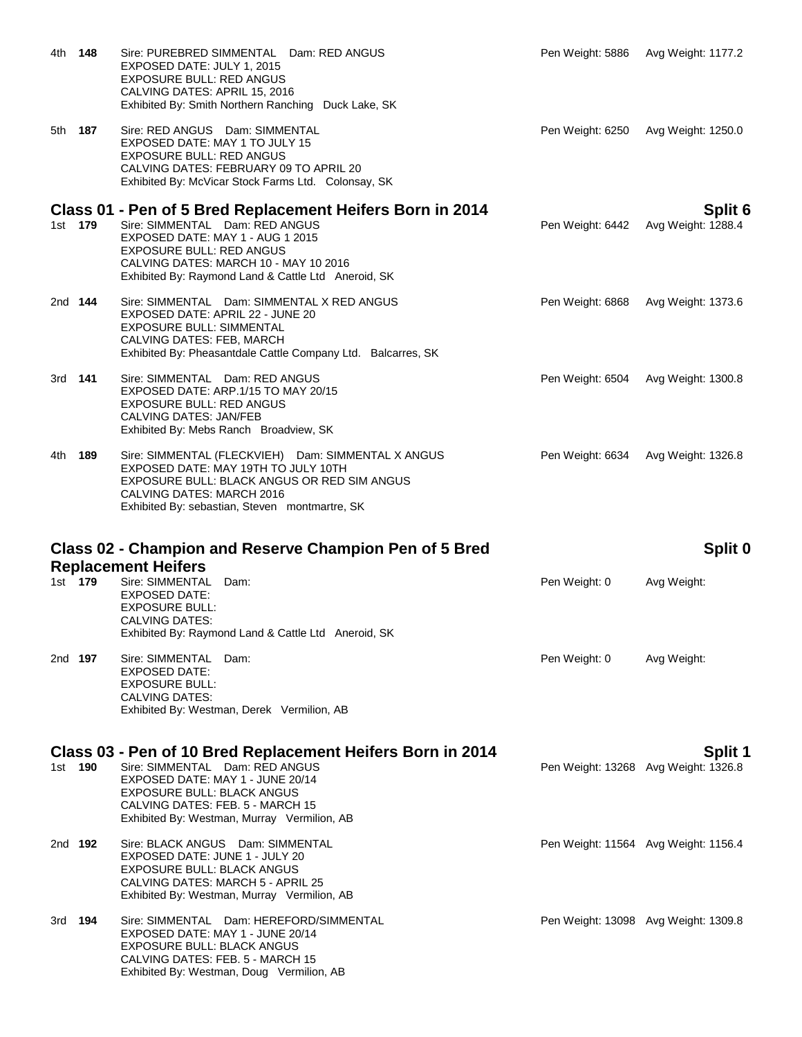4th **148** Sire: PUREBRED SIMMENTAL Dam: RED ANGUS Pen Weight: 5886 Avg Weight: 1177.2
EXPOSED DATE: JULY 1, 2015
EXPOSURE BULL: RED ANGUS
CALVING DATES: APRIL 15, 2016
Exhibited By: Smith Northern Ranching Duck Lake, SK

5th **187** Sire: RED ANGUS Dam: SIMMENTAL Pen Weight: 6250 Avg Weight: 1250.0
EXPOSED DATE: MAY 1 TO JULY 15
EXPOSURE BULL: RED ANGUS
CALVING DATES: FEBRUARY 09 TO APRIL 20
Exhibited By: McVicar Stock Farms Ltd. Colonsay, SK

## Class 01 - Pen of 5 Bred Replacement Heifers Born in 2014 — Split 6

1st **179** Sire: SIMMENTAL Dam: RED ANGUS Pen Weight: 6442 Avg Weight: 1288.4
EXPOSED DATE: MAY 1 - AUG 1 2015
EXPOSURE BULL: RED ANGUS
CALVING DATES: MARCH 10 - MAY 10 2016
Exhibited By: Raymond Land & Cattle Ltd Aneroid, SK

2nd **144** Sire: SIMMENTAL Dam: SIMMENTAL X RED ANGUS Pen Weight: 6868 Avg Weight: 1373.6
EXPOSED DATE: APRIL 22 - JUNE 20
EXPOSURE BULL: SIMMENTAL
CALVING DATES: FEB, MARCH
Exhibited By: Pheasantdale Cattle Company Ltd. Balcarres, SK

3rd **141** Sire: SIMMENTAL Dam: RED ANGUS Pen Weight: 6504 Avg Weight: 1300.8
EXPOSED DATE: ARP.1/15 TO MAY 20/15
EXPOSURE BULL: RED ANGUS
CALVING DATES: JAN/FEB
Exhibited By: Mebs Ranch Broadview, SK

4th **189** Sire: SIMMENTAL (FLECKVIEH) Dam: SIMMENTAL X ANGUS Pen Weight: 6634 Avg Weight: 1326.8
EXPOSED DATE: MAY 19TH TO JULY 10TH
EXPOSURE BULL: BLACK ANGUS OR RED SIM ANGUS
CALVING DATES: MARCH 2016
Exhibited By: sebastian, Steven montmartre, SK

## Class 02 - Champion and Reserve Champion Pen of 5 Bred Replacement Heifers — Split 0

1st **179** Sire: SIMMENTAL Dam: Pen Weight: 0 Avg Weight:
EXPOSED DATE:
EXPOSURE BULL:
CALVING DATES:
Exhibited By: Raymond Land & Cattle Ltd Aneroid, SK

2nd **197** Sire: SIMMENTAL Dam: Pen Weight: 0 Avg Weight:
EXPOSED DATE:
EXPOSURE BULL:
CALVING DATES:
Exhibited By: Westman, Derek Vermilion, AB

## Class 03 - Pen of 10 Bred Replacement Heifers Born in 2014 — Split 1

1st **190** Sire: SIMMENTAL Dam: RED ANGUS Pen Weight: 13268 Avg Weight: 1326.8
EXPOSED DATE: MAY 1 - JUNE 20/14
EXPOSURE BULL: BLACK ANGUS
CALVING DATES: FEB. 5 - MARCH 15
Exhibited By: Westman, Murray Vermilion, AB

2nd **192** Sire: BLACK ANGUS Dam: SIMMENTAL Pen Weight: 11564 Avg Weight: 1156.4
EXPOSED DATE: JUNE 1 - JULY 20
EXPOSURE BULL: BLACK ANGUS
CALVING DATES: MARCH 5 - APRIL 25
Exhibited By: Westman, Murray Vermilion, AB

3rd **194** Sire: SIMMENTAL Dam: HEREFORD/SIMMENTAL Pen Weight: 13098 Avg Weight: 1309.8
EXPOSED DATE: MAY 1 - JUNE 20/14
EXPOSURE BULL: BLACK ANGUS
CALVING DATES: FEB. 5 - MARCH 15
Exhibited By: Westman, Doug Vermilion, AB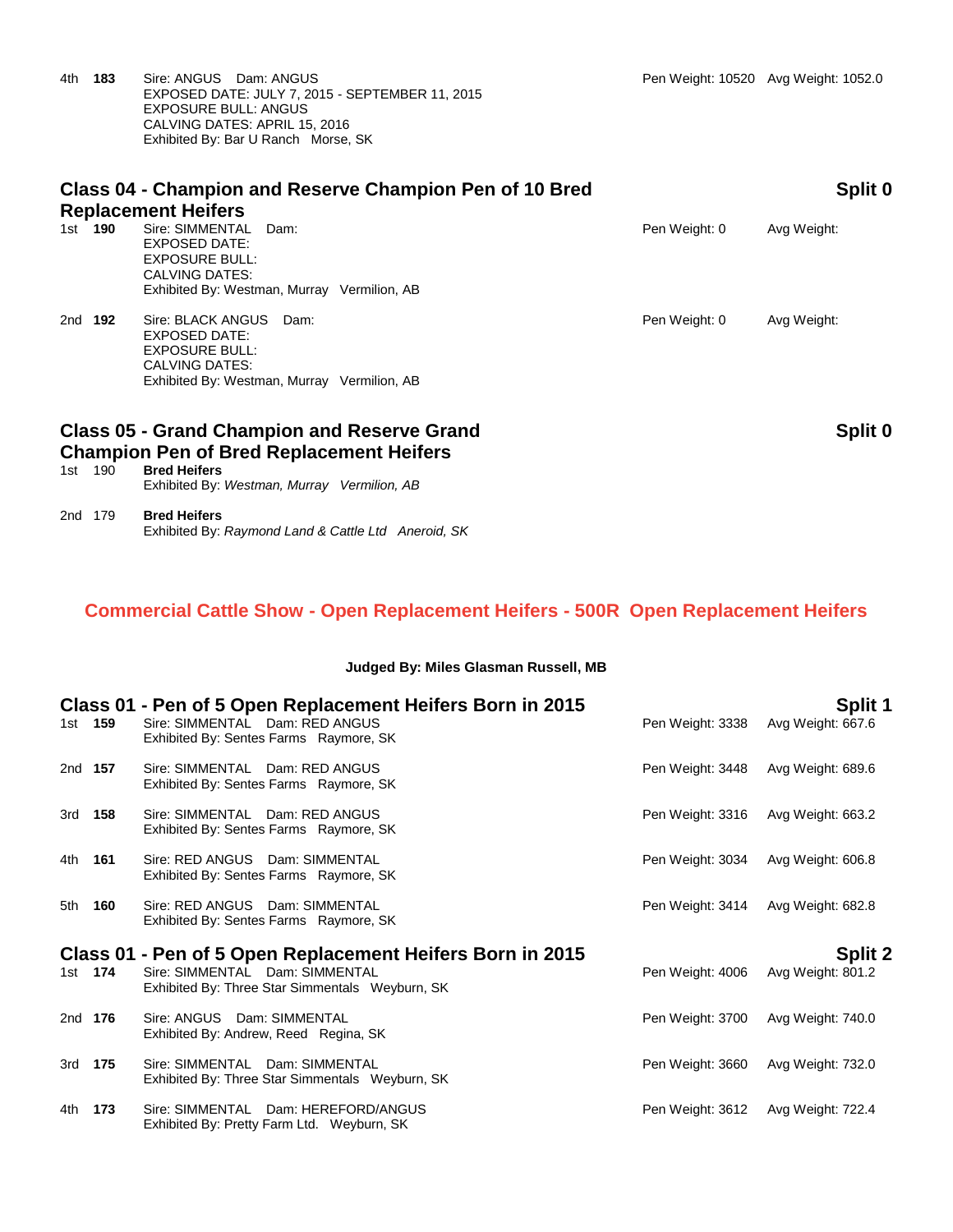4th **183** Sire: ANGUS Dam: ANGUS — Pen Weight: 10520 Avg Weight: 1052.0
EXPOSED DATE: JULY 7, 2015 - SEPTEMBER 11, 2015
EXPOSURE BULL: ANGUS
CALVING DATES: APRIL 15, 2016
Exhibited By: Bar U Ranch Morse, SK

## Class 04 - Champion and Reserve Champion Pen of 10 Bred Replacement Heifers — Split 0

1st **190** Sire: SIMMENTAL Dam: — Pen Weight: 0 Avg Weight:
EXPOSED DATE:
EXPOSURE BULL:
CALVING DATES:
Exhibited By: Westman, Murray Vermilion, AB

2nd **192** Sire: BLACK ANGUS Dam: — Pen Weight: 0 Avg Weight:
EXPOSED DATE:
EXPOSURE BULL:
CALVING DATES:
Exhibited By: Westman, Murray Vermilion, AB

## Class 05 - Grand Champion and Reserve Grand Champion Pen of Bred Replacement Heifers — Split 0

1st 190 **Bred Heifers**
Exhibited By: *Westman, Murray Vermilion, AB*

2nd 179 **Bred Heifers**
Exhibited By: *Raymond Land & Cattle Ltd Aneroid, SK*

# Commercial Cattle Show - Open Replacement Heifers - 500R Open Replacement Heifers

**Judged By: Miles Glasman Russell, MB**

## Class 01 - Pen of 5 Open Replacement Heifers Born in 2015 — Split 1

1st **159** Sire: SIMMENTAL Dam: RED ANGUS — Pen Weight: 3338 Avg Weight: 667.6
Exhibited By: Sentes Farms Raymore, SK

2nd **157** Sire: SIMMENTAL Dam: RED ANGUS — Pen Weight: 3448 Avg Weight: 689.6
Exhibited By: Sentes Farms Raymore, SK

3rd **158** Sire: SIMMENTAL Dam: RED ANGUS — Pen Weight: 3316 Avg Weight: 663.2
Exhibited By: Sentes Farms Raymore, SK

4th **161** Sire: RED ANGUS Dam: SIMMENTAL — Pen Weight: 3034 Avg Weight: 606.8
Exhibited By: Sentes Farms Raymore, SK

5th **160** Sire: RED ANGUS Dam: SIMMENTAL — Pen Weight: 3414 Avg Weight: 682.8
Exhibited By: Sentes Farms Raymore, SK

## Class 01 - Pen of 5 Open Replacement Heifers Born in 2015 — Split 2

1st **174** Sire: SIMMENTAL Dam: SIMMENTAL — Pen Weight: 4006 Avg Weight: 801.2
Exhibited By: Three Star Simmentals Weyburn, SK

2nd **176** Sire: ANGUS Dam: SIMMENTAL — Pen Weight: 3700 Avg Weight: 740.0
Exhibited By: Andrew, Reed Regina, SK

3rd **175** Sire: SIMMENTAL Dam: SIMMENTAL — Pen Weight: 3660 Avg Weight: 732.0
Exhibited By: Three Star Simmentals Weyburn, SK

4th **173** Sire: SIMMENTAL Dam: HEREFORD/ANGUS — Pen Weight: 3612 Avg Weight: 722.4
Exhibited By: Pretty Farm Ltd. Weyburn, SK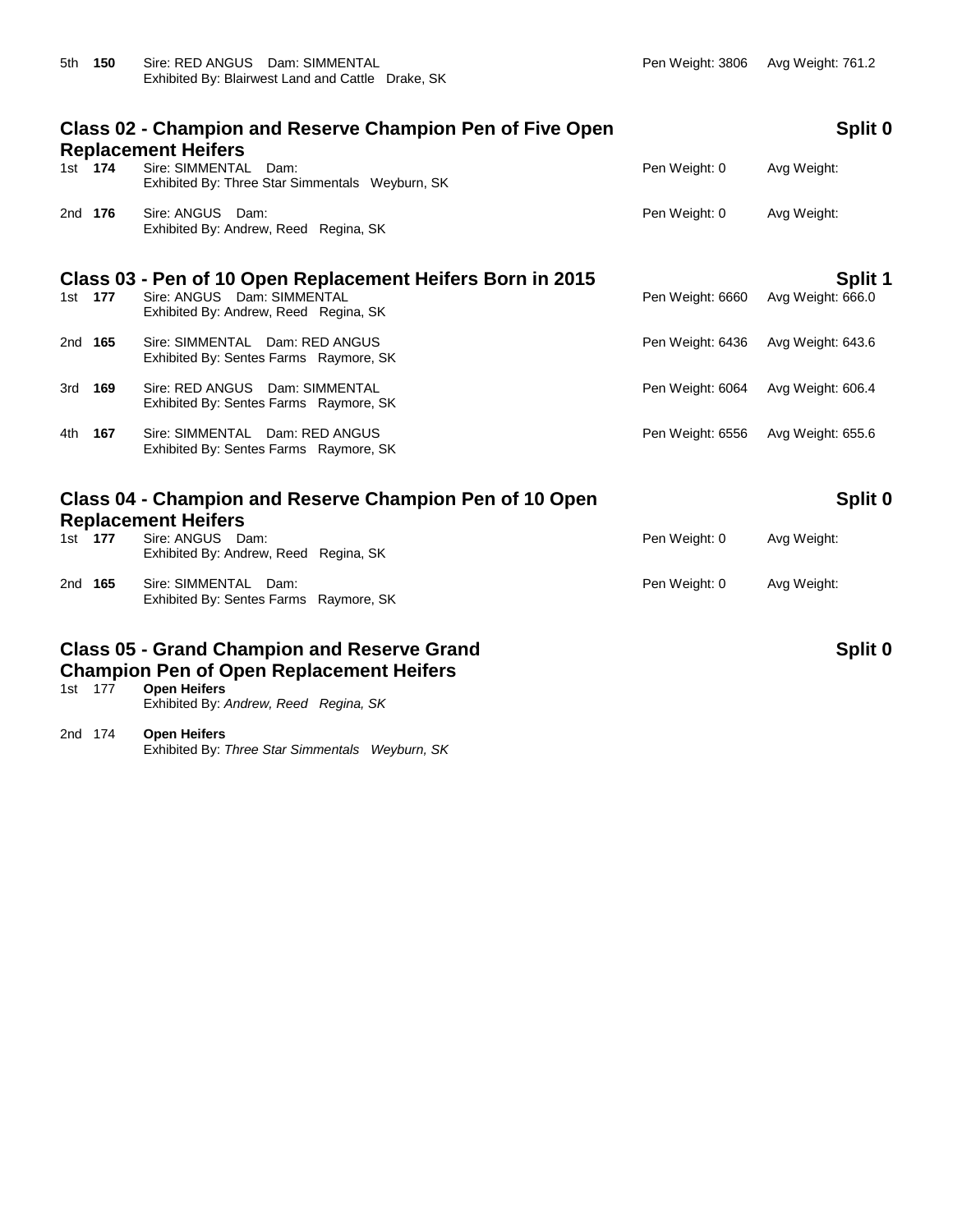5th **150** Sire: RED ANGUS Dam: SIMMENTAL Pen Weight: 3806 Avg Weight: 761.2
Exhibited By: Blairwest Land and Cattle Drake, SK

## Class 02 - Champion and Reserve Champion Pen of Five Open Replacement Heifers — Split 0

| | | | | |
|---|---|---|---|---|
| 1st | **174** | Sire: SIMMENTAL Dam:<br>Exhibited By: Three Star Simmentals Weyburn, SK | Pen Weight: 0 | Avg Weight: |
| 2nd | **176** | Sire: ANGUS Dam:<br>Exhibited By: Andrew, Reed Regina, SK | Pen Weight: 0 | Avg Weight: |

## Class 03 - Pen of 10 Open Replacement Heifers Born in 2015 — Split 1

| | | | | |
|---|---|---|---|---|
| 1st | **177** | Sire: ANGUS Dam: SIMMENTAL<br>Exhibited By: Andrew, Reed Regina, SK | Pen Weight: 6660 | Avg Weight: 666.0 |
| 2nd | **165** | Sire: SIMMENTAL Dam: RED ANGUS<br>Exhibited By: Sentes Farms Raymore, SK | Pen Weight: 6436 | Avg Weight: 643.6 |
| 3rd | **169** | Sire: RED ANGUS Dam: SIMMENTAL<br>Exhibited By: Sentes Farms Raymore, SK | Pen Weight: 6064 | Avg Weight: 606.4 |
| 4th | **167** | Sire: SIMMENTAL Dam: RED ANGUS<br>Exhibited By: Sentes Farms Raymore, SK | Pen Weight: 6556 | Avg Weight: 655.6 |

## Class 04 - Champion and Reserve Champion Pen of 10 Open Replacement Heifers — Split 0

| | | | | |
|---|---|---|---|---|
| 1st | **177** | Sire: ANGUS Dam:<br>Exhibited By: Andrew, Reed Regina, SK | Pen Weight: 0 | Avg Weight: |
| 2nd | **165** | Sire: SIMMENTAL Dam:<br>Exhibited By: Sentes Farms Raymore, SK | Pen Weight: 0 | Avg Weight: |

## Class 05 - Grand Champion and Reserve Grand Champion Pen of Open Replacement Heifers — Split 0

1st 177 **Open Heifers**
Exhibited By: *Andrew, Reed Regina, SK*

2nd 174 **Open Heifers**
Exhibited By: *Three Star Simmentals Weyburn, SK*